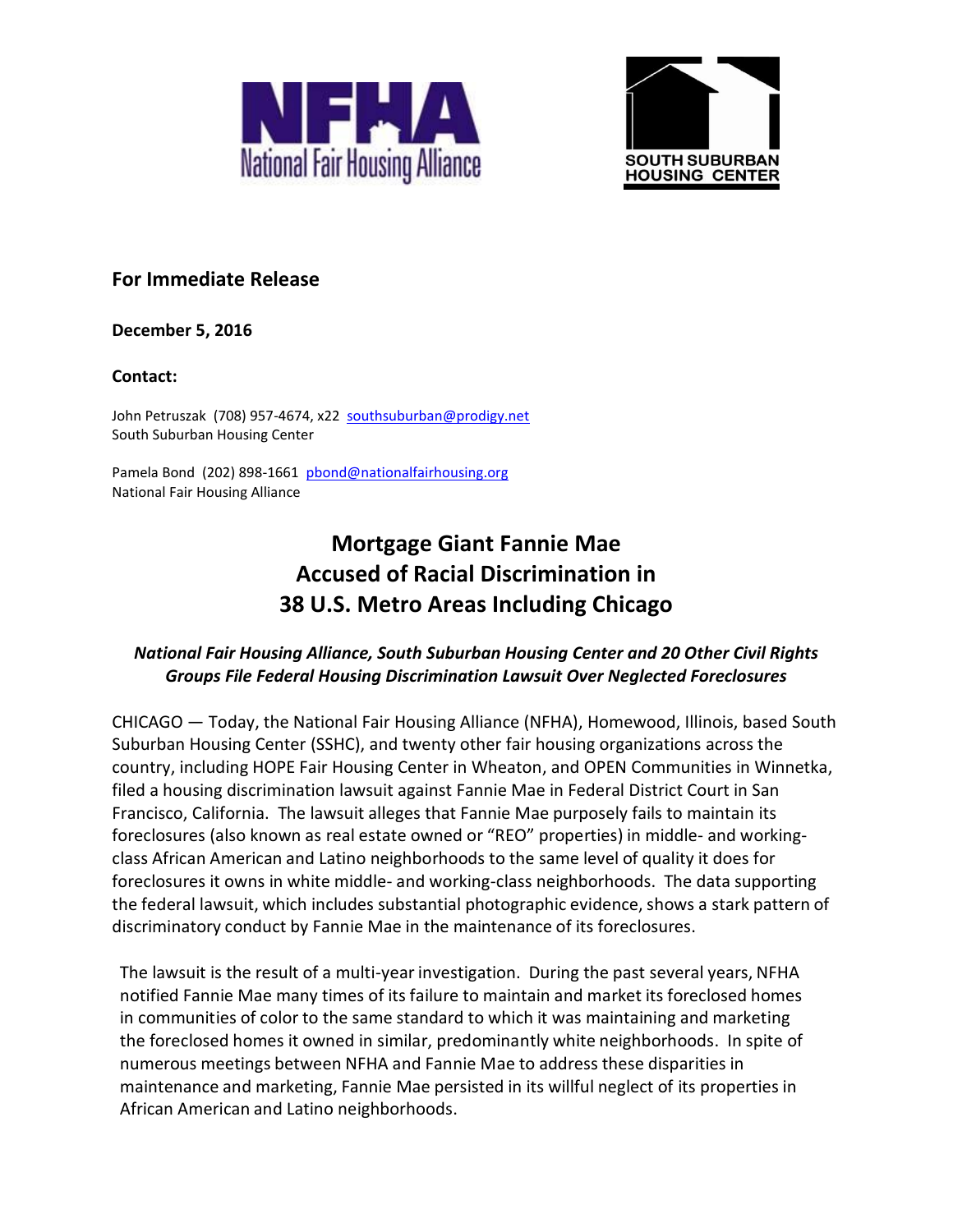**For Immediate Release**

**December 5, 2016**

**Contact:**

John Petruszak (708) 957-4674, x22 southsuburban@prodigy.net
South Suburban Housing Center

Pamela Bond (202) 898-1661 pbond@nationalfairhousing.org
National Fair Housing Alliance

# Mortgage Giant Fannie Mae Accused of Racial Discrimination in 38 U.S. Metro Areas Including Chicago

***National Fair Housing Alliance, South Suburban Housing Center and 20 Other Civil Rights Groups File Federal Housing Discrimination Lawsuit Over Neglected Foreclosures***

CHICAGO — Today, the National Fair Housing Alliance (NFHA), Homewood, Illinois, based South Suburban Housing Center (SSHC), and twenty other fair housing organizations across the country, including HOPE Fair Housing Center in Wheaton, and OPEN Communities in Winnetka, filed a housing discrimination lawsuit against Fannie Mae in Federal District Court in San Francisco, California. The lawsuit alleges that Fannie Mae purposely fails to maintain its foreclosures (also known as real estate owned or "REO" properties) in middle- and working-class African American and Latino neighborhoods to the same level of quality it does for foreclosures it owns in white middle- and working-class neighborhoods. The data supporting the federal lawsuit, which includes substantial photographic evidence, shows a stark pattern of discriminatory conduct by Fannie Mae in the maintenance of its foreclosures.

The lawsuit is the result of a multi-year investigation. During the past several years, NFHA notified Fannie Mae many times of its failure to maintain and market its foreclosed homes in communities of color to the same standard to which it was maintaining and marketing the foreclosed homes it owned in similar, predominantly white neighborhoods. In spite of numerous meetings between NFHA and Fannie Mae to address these disparities in maintenance and marketing, Fannie Mae persisted in its willful neglect of its properties in African American and Latino neighborhoods.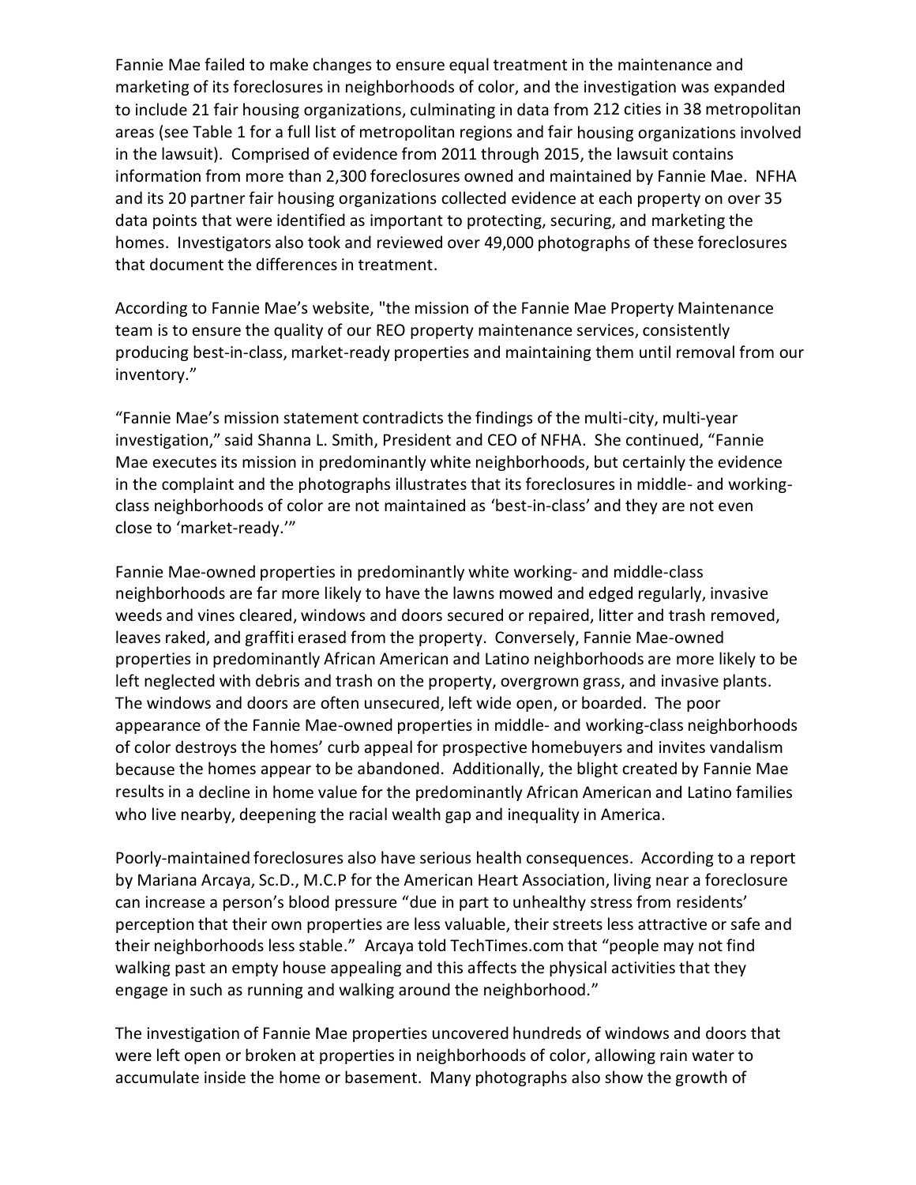Fannie Mae failed to make changes to ensure equal treatment in the maintenance and marketing of its foreclosures in neighborhoods of color, and the investigation was expanded to include 21 fair housing organizations, culminating in data from 212 cities in 38 metropolitan areas (see Table 1 for a full list of metropolitan regions and fair housing organizations involved in the lawsuit). Comprised of evidence from 2011 through 2015, the lawsuit contains information from more than 2,300 foreclosures owned and maintained by Fannie Mae. NFHA and its 20 partner fair housing organizations collected evidence at each property on over 35 data points that were identified as important to protecting, securing, and marketing the homes. Investigators also took and reviewed over 49,000 photographs of these foreclosures that document the differences in treatment.

According to Fannie Mae's website, "the mission of the Fannie Mae Property Maintenance team is to ensure the quality of our REO property maintenance services, consistently producing best-in-class, market-ready properties and maintaining them until removal from our inventory."

"Fannie Mae's mission statement contradicts the findings of the multi-city, multi-year investigation," said Shanna L. Smith, President and CEO of NFHA. She continued, "Fannie Mae executes its mission in predominantly white neighborhoods, but certainly the evidence in the complaint and the photographs illustrates that its foreclosures in middle- and working-class neighborhoods of color are not maintained as 'best-in-class' and they are not even close to 'market-ready.'"

Fannie Mae-owned properties in predominantly white working- and middle-class neighborhoods are far more likely to have the lawns mowed and edged regularly, invasive weeds and vines cleared, windows and doors secured or repaired, litter and trash removed, leaves raked, and graffiti erased from the property. Conversely, Fannie Mae-owned properties in predominantly African American and Latino neighborhoods are more likely to be left neglected with debris and trash on the property, overgrown grass, and invasive plants. The windows and doors are often unsecured, left wide open, or boarded. The poor appearance of the Fannie Mae-owned properties in middle- and working-class neighborhoods of color destroys the homes' curb appeal for prospective homebuyers and invites vandalism because the homes appear to be abandoned. Additionally, the blight created by Fannie Mae results in a decline in home value for the predominantly African American and Latino families who live nearby, deepening the racial wealth gap and inequality in America.

Poorly-maintained foreclosures also have serious health consequences. According to a report by Mariana Arcaya, Sc.D., M.C.P for the American Heart Association, living near a foreclosure can increase a person's blood pressure "due in part to unhealthy stress from residents' perception that their own properties are less valuable, their streets less attractive or safe and their neighborhoods less stable." Arcaya told TechTimes.com that "people may not find walking past an empty house appealing and this affects the physical activities that they engage in such as running and walking around the neighborhood."

The investigation of Fannie Mae properties uncovered hundreds of windows and doors that were left open or broken at properties in neighborhoods of color, allowing rain water to accumulate inside the home or basement. Many photographs also show the growth of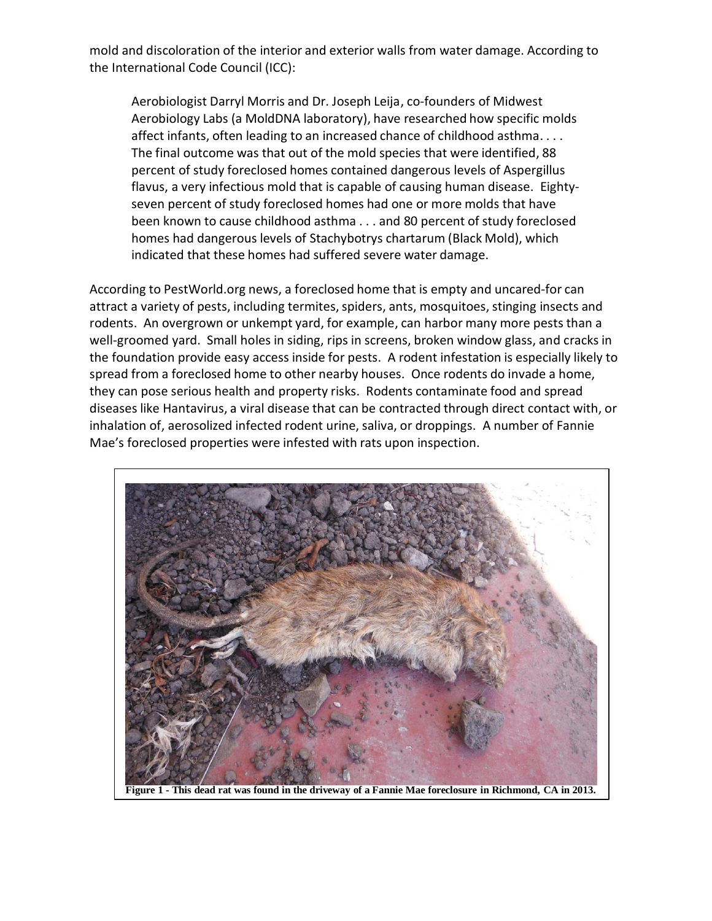mold and discoloration of the interior and exterior walls from water damage. According to the International Code Council (ICC):

> Aerobiologist Darryl Morris and Dr. Joseph Leija, co-founders of Midwest Aerobiology Labs (a MoldDNA laboratory), have researched how specific molds affect infants, often leading to an increased chance of childhood asthma. . . . The final outcome was that out of the mold species that were identified, 88 percent of study foreclosed homes contained dangerous levels of Aspergillus flavus, a very infectious mold that is capable of causing human disease. Eighty-seven percent of study foreclosed homes had one or more molds that have been known to cause childhood asthma . . . and 80 percent of study foreclosed homes had dangerous levels of Stachybotrys chartarum (Black Mold), which indicated that these homes had suffered severe water damage.

According to PestWorld.org news, a foreclosed home that is empty and uncared-for can attract a variety of pests, including termites, spiders, ants, mosquitoes, stinging insects and rodents. An overgrown or unkempt yard, for example, can harbor many more pests than a well-groomed yard. Small holes in siding, rips in screens, broken window glass, and cracks in the foundation provide easy access inside for pests. A rodent infestation is especially likely to spread from a foreclosed home to other nearby houses. Once rodents do invade a home, they can pose serious health and property risks. Rodents contaminate food and spread diseases like Hantavirus, a viral disease that can be contracted through direct contact with, or inhalation of, aerosolized infected rodent urine, saliva, or droppings. A number of Fannie Mae's foreclosed properties were infested with rats upon inspection.

**Figure 1 - This dead rat was found in the driveway of a Fannie Mae foreclosure in Richmond, CA in 2013.**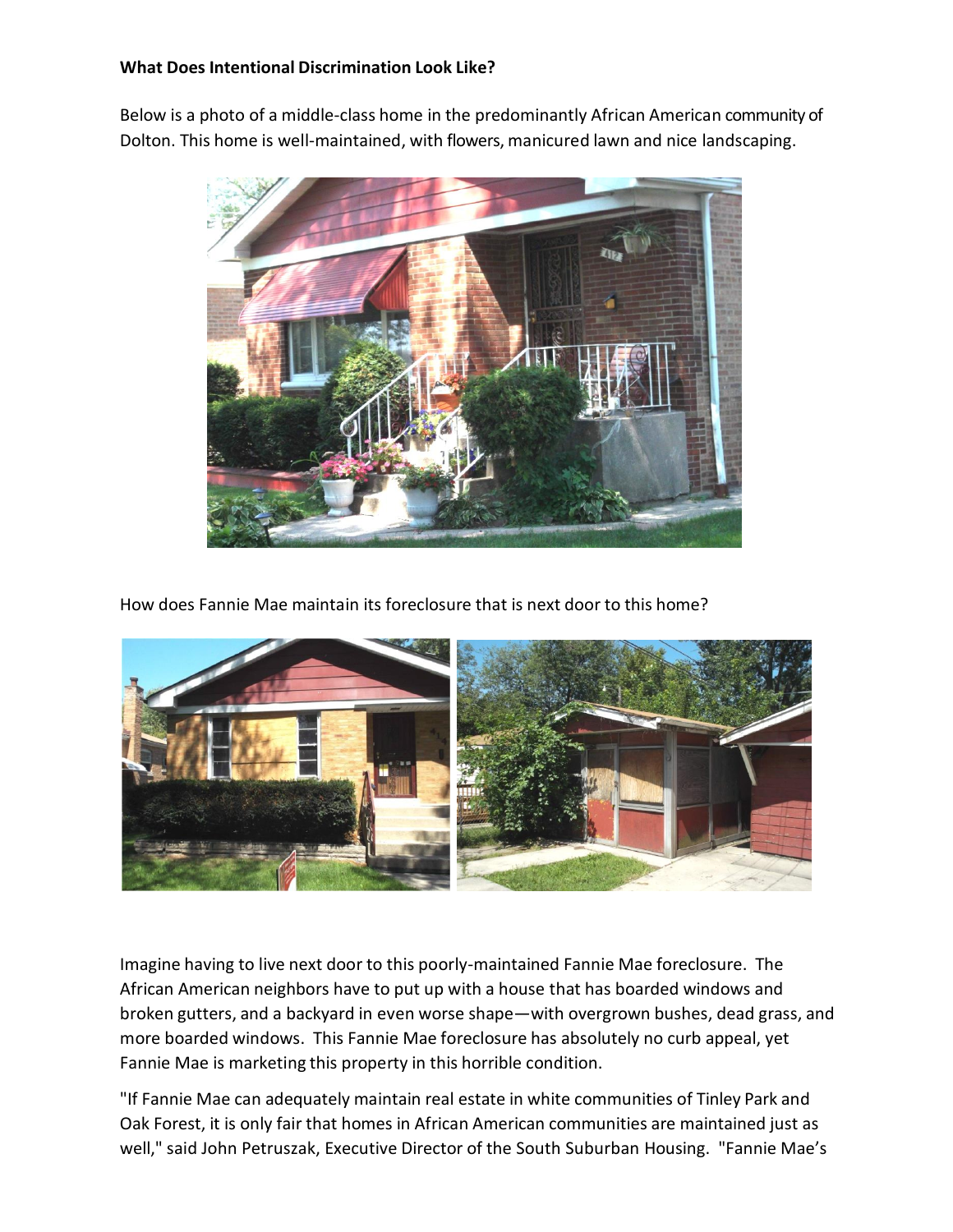**What Does Intentional Discrimination Look Like?**

Below is a photo of a middle-class home in the predominantly African American community of Dolton. This home is well-maintained, with flowers, manicured lawn and nice landscaping.

How does Fannie Mae maintain its foreclosure that is next door to this home?

Imagine having to live next door to this poorly-maintained Fannie Mae foreclosure. The African American neighbors have to put up with a house that has boarded windows and broken gutters, and a backyard in even worse shape—with overgrown bushes, dead grass, and more boarded windows. This Fannie Mae foreclosure has absolutely no curb appeal, yet Fannie Mae is marketing this property in this horrible condition.

"If Fannie Mae can adequately maintain real estate in white communities of Tinley Park and Oak Forest, it is only fair that homes in African American communities are maintained just as well," said John Petruszak, Executive Director of the South Suburban Housing. "Fannie Mae's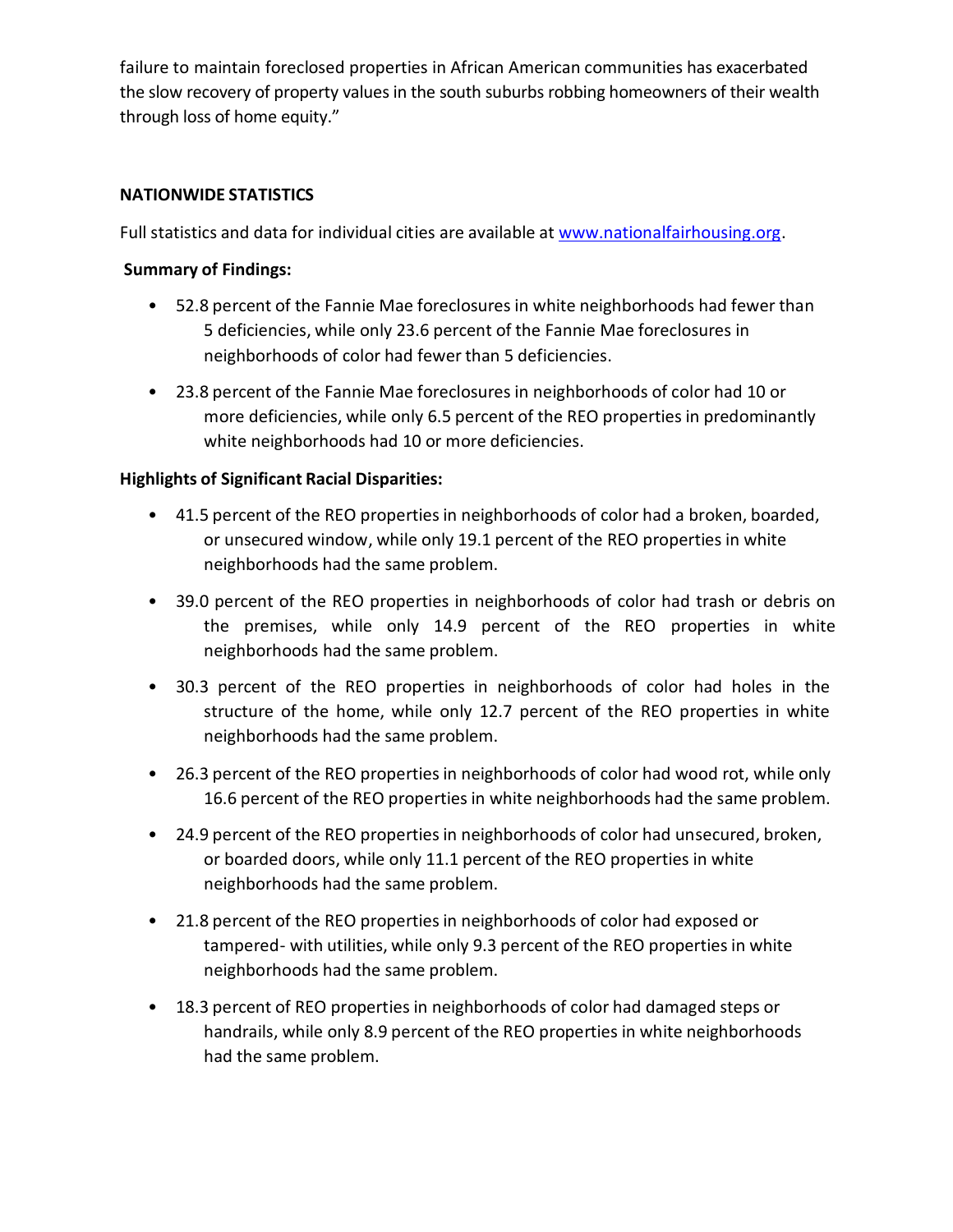failure to maintain foreclosed properties in African American communities has exacerbated the slow recovery of property values in the south suburbs robbing homeowners of their wealth through loss of home equity."

**NATIONWIDE STATISTICS**

Full statistics and data for individual cities are available at [www.nationalfairhousing.org](http://www.nationalfairhousing.org).

**Summary of Findings:**

- 52.8 percent of the Fannie Mae foreclosures in white neighborhoods had fewer than 5 deficiencies, while only 23.6 percent of the Fannie Mae foreclosures in neighborhoods of color had fewer than 5 deficiencies.
- 23.8 percent of the Fannie Mae foreclosures in neighborhoods of color had 10 or more deficiencies, while only 6.5 percent of the REO properties in predominantly white neighborhoods had 10 or more deficiencies.

**Highlights of Significant Racial Disparities:**

- 41.5 percent of the REO properties in neighborhoods of color had a broken, boarded, or unsecured window, while only 19.1 percent of the REO properties in white neighborhoods had the same problem.
- 39.0 percent of the REO properties in neighborhoods of color had trash or debris on the premises, while only 14.9 percent of the REO properties in white neighborhoods had the same problem.
- 30.3 percent of the REO properties in neighborhoods of color had holes in the structure of the home, while only 12.7 percent of the REO properties in white neighborhoods had the same problem.
- 26.3 percent of the REO properties in neighborhoods of color had wood rot, while only 16.6 percent of the REO properties in white neighborhoods had the same problem.
- 24.9 percent of the REO properties in neighborhoods of color had unsecured, broken, or boarded doors, while only 11.1 percent of the REO properties in white neighborhoods had the same problem.
- 21.8 percent of the REO properties in neighborhoods of color had exposed or tampered- with utilities, while only 9.3 percent of the REO properties in white neighborhoods had the same problem.
- 18.3 percent of REO properties in neighborhoods of color had damaged steps or handrails, while only 8.9 percent of the REO properties in white neighborhoods had the same problem.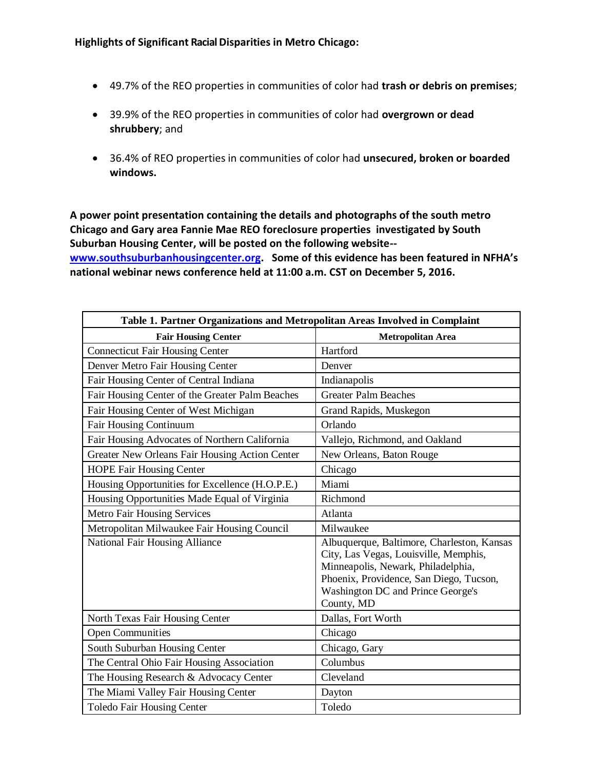**Highlights of Significant Racial Disparities in Metro Chicago:**

- 49.7% of the REO properties in communities of color had **trash or debris on premises**;
- 39.9% of the REO properties in communities of color had **overgrown or dead shrubbery**; and
- 36.4% of REO properties in communities of color had **unsecured, broken or boarded windows.**

**A power point presentation containing the details and photographs of the south metro Chicago and Gary area Fannie Mae REO foreclosure properties investigated by South Suburban Housing Center, will be posted on the following website-- www.southsuburbanhousingcenter.org. Some of this evidence has been featured in NFHA's national webinar news conference held at 11:00 a.m. CST on December 5, 2016.**

**Table 1. Partner Organizations and Metropolitan Areas Involved in Complaint**

| Fair Housing Center | Metropolitan Area |
|---|---|
| Connecticut Fair Housing Center | Hartford |
| Denver Metro Fair Housing Center | Denver |
| Fair Housing Center of Central Indiana | Indianapolis |
| Fair Housing Center of the Greater Palm Beaches | Greater Palm Beaches |
| Fair Housing Center of West Michigan | Grand Rapids, Muskegon |
| Fair Housing Continuum | Orlando |
| Fair Housing Advocates of Northern California | Vallejo, Richmond, and Oakland |
| Greater New Orleans Fair Housing Action Center | New Orleans, Baton Rouge |
| HOPE Fair Housing Center | Chicago |
| Housing Opportunities for Excellence (H.O.P.E.) | Miami |
| Housing Opportunities Made Equal of Virginia | Richmond |
| Metro Fair Housing Services | Atlanta |
| Metropolitan Milwaukee Fair Housing Council | Milwaukee |
| National Fair Housing Alliance | Albuquerque, Baltimore, Charleston, Kansas City, Las Vegas, Louisville, Memphis, Minneapolis, Newark, Philadelphia, Phoenix, Providence, San Diego, Tucson, Washington DC and Prince George's County, MD |
| North Texas Fair Housing Center | Dallas, Fort Worth |
| Open Communities | Chicago |
| South Suburban Housing Center | Chicago, Gary |
| The Central Ohio Fair Housing Association | Columbus |
| The Housing Research & Advocacy Center | Cleveland |
| The Miami Valley Fair Housing Center | Dayton |
| Toledo Fair Housing Center | Toledo |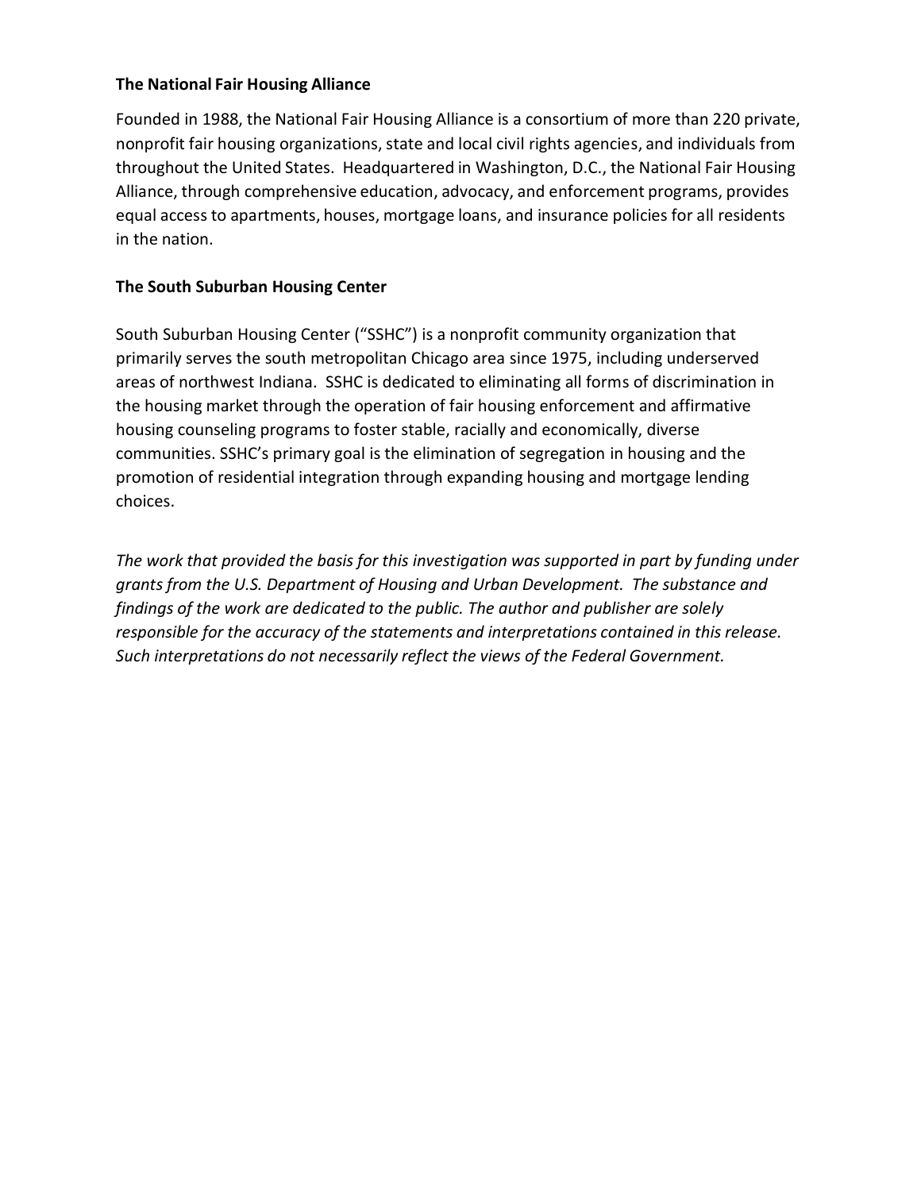**The National Fair Housing Alliance**

Founded in 1988, the National Fair Housing Alliance is a consortium of more than 220 private, nonprofit fair housing organizations, state and local civil rights agencies, and individuals from throughout the United States. Headquartered in Washington, D.C., the National Fair Housing Alliance, through comprehensive education, advocacy, and enforcement programs, provides equal access to apartments, houses, mortgage loans, and insurance policies for all residents in the nation.

**The South Suburban Housing Center**

South Suburban Housing Center ("SSHC") is a nonprofit community organization that primarily serves the south metropolitan Chicago area since 1975, including underserved areas of northwest Indiana. SSHC is dedicated to eliminating all forms of discrimination in the housing market through the operation of fair housing enforcement and affirmative housing counseling programs to foster stable, racially and economically, diverse communities. SSHC's primary goal is the elimination of segregation in housing and the promotion of residential integration through expanding housing and mortgage lending choices.

*The work that provided the basis for this investigation was supported in part by funding under grants from the U.S. Department of Housing and Urban Development. The substance and findings of the work are dedicated to the public. The author and publisher are solely responsible for the accuracy of the statements and interpretations contained in this release. Such interpretations do not necessarily reflect the views of the Federal Government.*